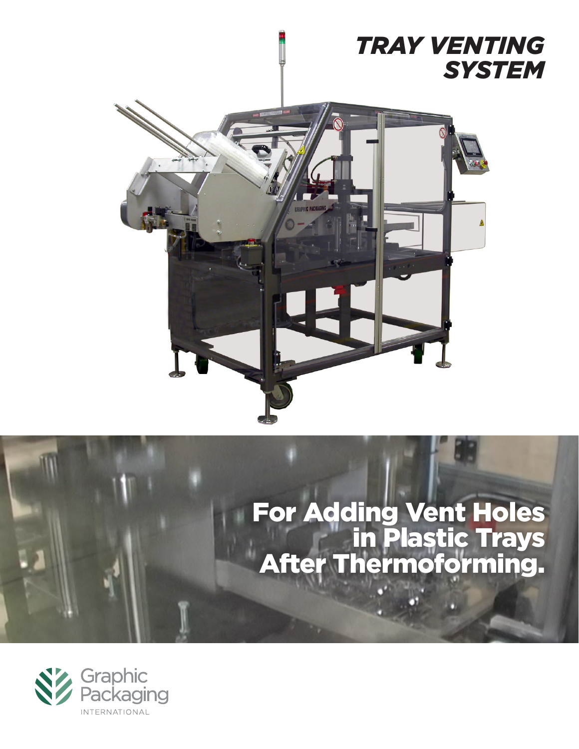# *TRAY VENTING SYSTEM*

## For Adding Vent Holes in Plastic Trays After Thermoforming.

Graphic Packaging
INTERNATIONAL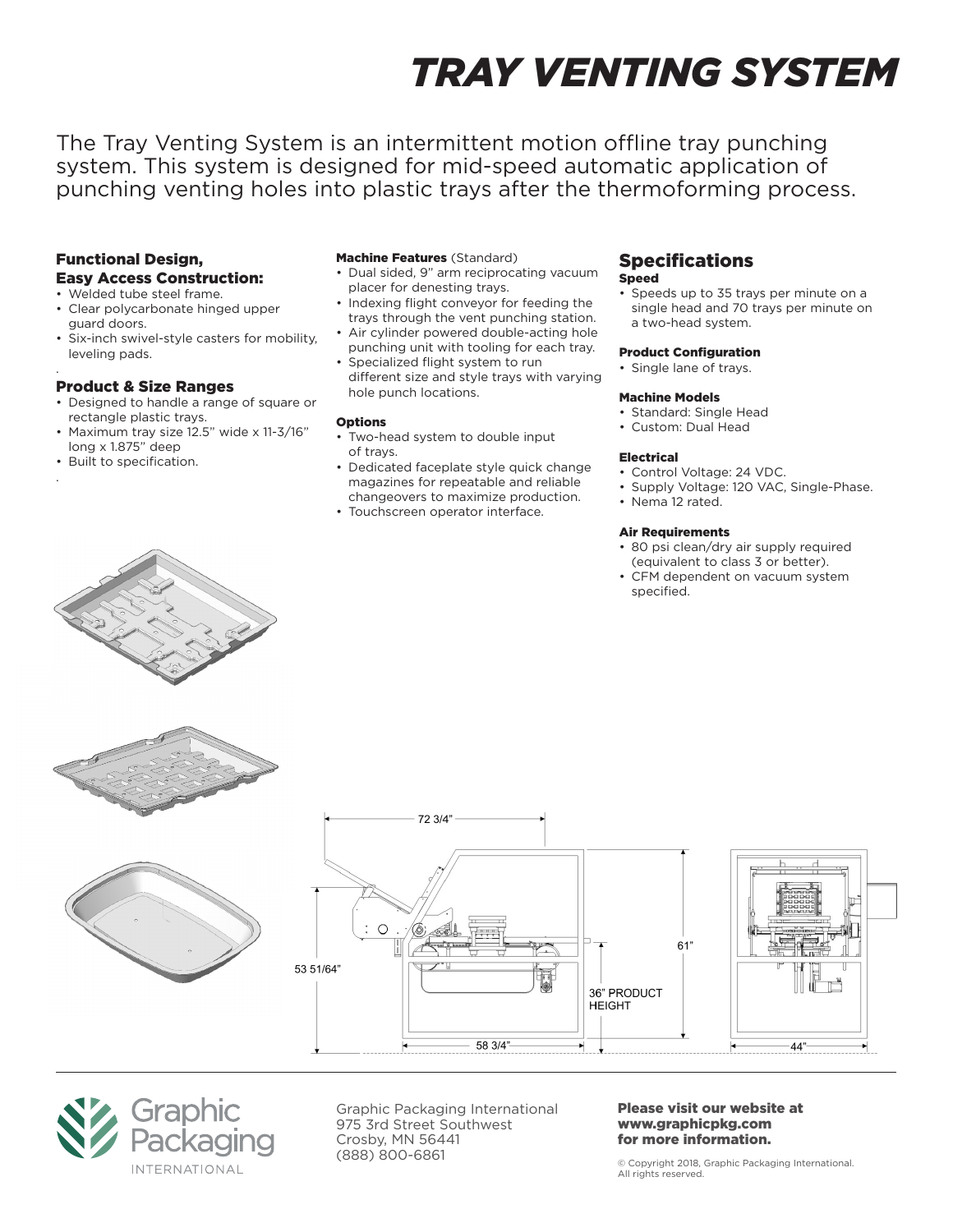# TRAY VENTING SYSTEM

The Tray Venting System is an intermittent motion offline tray punching system. This system is designed for mid-speed automatic application of punching venting holes into plastic trays after the thermoforming process.

### Functional Design, Easy Access Construction:

- Welded tube steel frame.
- Clear polycarbonate hinged upper guard doors.
- Six-inch swivel-style casters for mobility, leveling pads.

### Product & Size Ranges

- Designed to handle a range of square or rectangle plastic trays.
- Maximum tray size 12.5" wide x 11-3/16" long x 1.875" deep
- Built to specification.

**Machine Features** (Standard)

- Dual sided, 9" arm reciprocating vacuum placer for denesting trays.
- Indexing flight conveyor for feeding the trays through the vent punching station.
- Air cylinder powered double-acting hole punching unit with tooling for each tray.
- Specialized flight system to run different size and style trays with varying hole punch locations.

**Options**

- Two-head system to double input of trays.
- Dedicated faceplate style quick change magazines for repeatable and reliable changeovers to maximize production.
- Touchscreen operator interface.

## Specifications

**Speed**

- Speeds up to 35 trays per minute on a single head and 70 trays per minute on a two-head system.

**Product Configuration**

- Single lane of trays.

**Machine Models**

- Standard: Single Head
- Custom: Dual Head

**Electrical**

- Control Voltage: 24 VDC.
- Supply Voltage: 120 VAC, Single-Phase.
- Nema 12 rated.

**Air Requirements**

- 80 psi clean/dry air supply required (equivalent to class 3 or better).
- CFM dependent on vacuum system specified.

72 3/4"

61"

53 51/64"

36" PRODUCT HEIGHT

58 3/4"

44"

Graphic Packaging International
975 3rd Street Southwest
Crosby, MN 56441
(888) 800-6861

**Please visit our website at www.graphicpkg.com for more information.**

© Copyright 2018, Graphic Packaging International. All rights reserved.